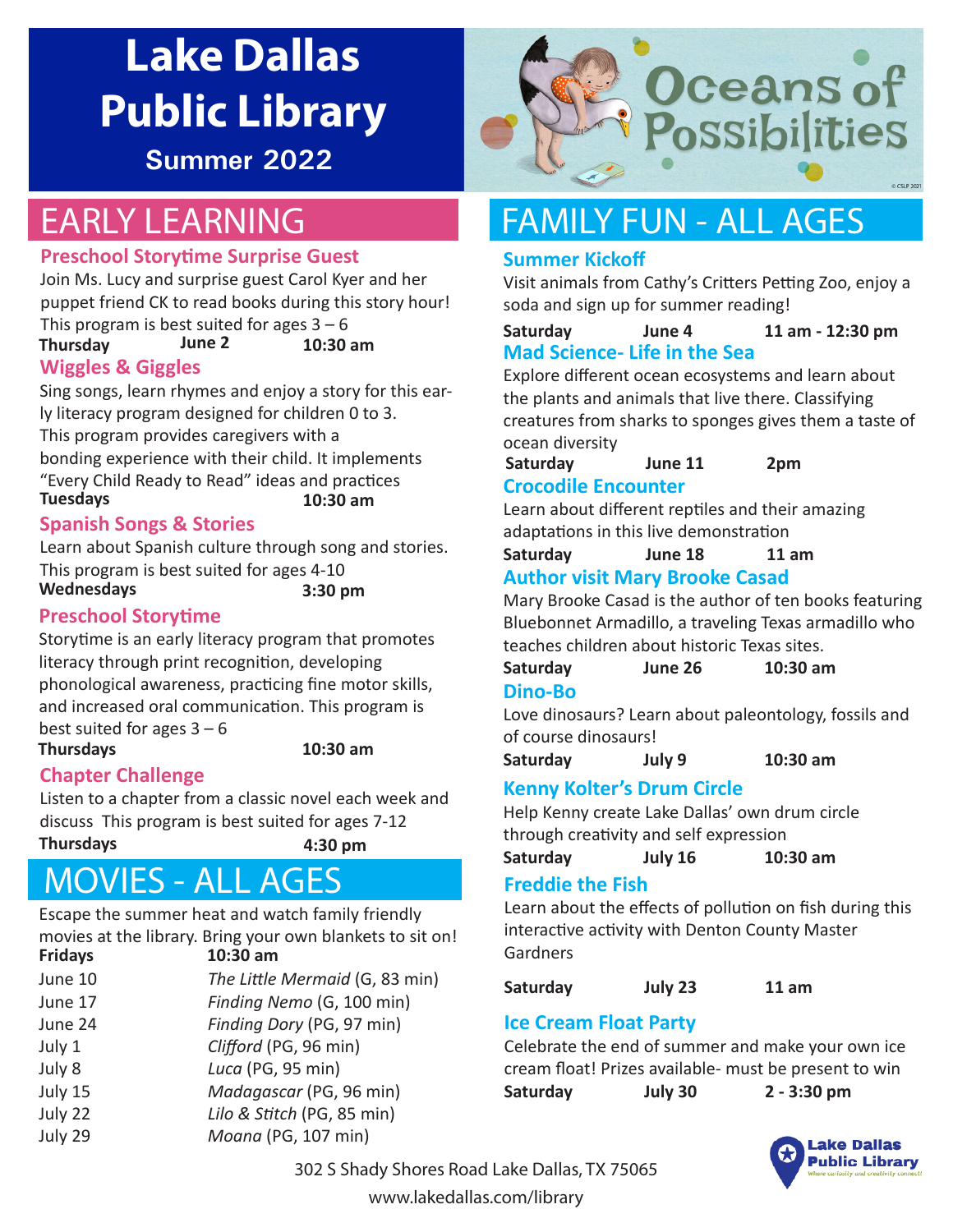# Lake Dallas Public Library

**Summer 2022**

Oceans of Possibilities

## EARLY LEARNING

### Preschool Storytime Surprise Guest

Join Ms. Lucy and surprise guest Carol Kyer and her puppet friend CK to read books during this story hour! This program is best suited for ages 3 – 6

**Thursday June 2 10:30 am**

### Wiggles & Giggles

Sing songs, learn rhymes and enjoy a story for this early literacy program designed for children 0 to 3. This program provides caregivers with a bonding experience with their child. It implements "Every Child Ready to Read" ideas and practices

**Tuesdays 10:30 am**

### Spanish Songs & Stories

Learn about Spanish culture through song and stories. This program is best suited for ages 4-10

**Wednesdays 3:30 pm**

### Preschool Storytime

Storytime is an early literacy program that promotes literacy through print recognition, developing phonological awareness, practicing fine motor skills, and increased oral communication. This program is best suited for ages 3 – 6

**Thursdays 10:30 am**

### Chapter Challenge

Listen to a chapter from a classic novel each week and discuss This program is best suited for ages 7-12

**Thursdays 4:30 pm**

## MOVIES - ALL AGES

Escape the summer heat and watch family friendly movies at the library. Bring your own blankets to sit on!

| **Fridays** | **10:30 am** |
|---|---|
| June 10 | *The Little Mermaid* (G, 83 min) |
| June 17 | *Finding Nemo* (G, 100 min) |
| June 24 | *Finding Dory* (PG, 97 min) |
| July 1 | *Clifford* (PG, 96 min) |
| July 8 | *Luca* (PG, 95 min) |
| July 15 | *Madagascar* (PG, 96 min) |
| July 22 | *Lilo & Stitch* (PG, 85 min) |
| July 29 | *Moana* (PG, 107 min) |

## FAMILY FUN - ALL AGES

### Summer Kickoff

Visit animals from Cathy's Critters Petting Zoo, enjoy a soda and sign up for summer reading!

**Saturday June 4 11 am - 12:30 pm**

### Mad Science- Life in the Sea

Explore different ocean ecosystems and learn about the plants and animals that live there. Classifying creatures from sharks to sponges gives them a taste of ocean diversity

**Saturday June 11 2pm**

### Crocodile Encounter

Learn about different reptiles and their amazing adaptations in this live demonstration

**Saturday June 18 11 am**

### Author visit Mary Brooke Casad

Mary Brooke Casad is the author of ten books featuring Bluebonnet Armadillo, a traveling Texas armadillo who teaches children about historic Texas sites.

**Saturday June 26 10:30 am**

### Dino-Bo

Love dinosaurs? Learn about paleontology, fossils and of course dinosaurs!

**Saturday July 9 10:30 am**

### Kenny Kolter's Drum Circle

Help Kenny create Lake Dallas' own drum circle through creativity and self expression

**Saturday July 16 10:30 am**

### Freddie the Fish

Learn about the effects of pollution on fish during this interactive activity with Denton County Master Gardners

**Saturday July 23 11 am**

### Ice Cream Float Party

Celebrate the end of summer and make your own ice cream float! Prizes available- must be present to win

**Saturday July 30 2 - 3:30 pm**

302 S Shady Shores Road Lake Dallas, TX 75065

www.lakedallas.com/library

Lake Dallas Public Library — Where curiosity and creativity connect!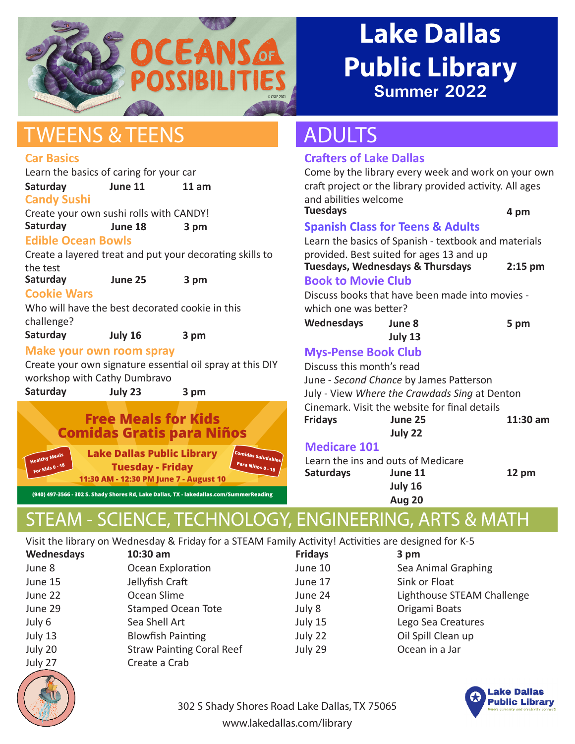# OCEANS OF POSSIBILITIES

© CSLP 2021

# Lake Dallas Public Library

**Summer 2022**

## TWEENS & TEENS

### Car Basics

Learn the basics of caring for your car

**Saturday June 11 11 am**

### Candy Sushi

Create your own sushi rolls with CANDY!

**Saturday June 18 3 pm**

### Edible Ocean Bowls

Create a layered treat and put your decorating skills to the test

**Saturday June 25 3 pm**

### Cookie Wars

Who will have the best decorated cookie in this challenge?

**Saturday July 16 3 pm**

### Make your own room spray

Create your own signature essential oil spray at this DIY workshop with Cathy Dumbravo

**Saturday July 23 3 pm**

**Free Meals for Kids**
**Comidas Gratis para Niños**

Healthy Meals For Kids 0 - 18

**Lake Dallas Public Library**
**Tuesday - Friday**
**11:30 AM - 12:30 PM June 7 - August 10**

Comidas Saludables Para Niños 0 - 18

(940) 497-3566 - 302 S. Shady Shores Rd, Lake Dallas, TX - lakedallas.com/SummerReading

## ADULTS

### Crafters of Lake Dallas

Come by the library every week and work on your own craft project or the library provided activity. All ages and abilities welcome

**Tuesdays 4 pm**

### Spanish Class for Teens & Adults

Learn the basics of Spanish - textbook and materials provided. Best suited for ages 13 and up

**Tuesdays, Wednesdays & Thursdays 2:15 pm**

### Book to Movie Club

Discuss books that have been made into movies - which one was better?

**Wednesdays June 8, July 13 5 pm**

### Mys-Pense Book Club

Discuss this month's read

June - *Second Chance* by James Patterson

July - View *Where the Crawdads Sing* at Denton Cinemark. Visit the website for final details

**Fridays June 25, July 22 11:30 am**

### Medicare 101

Learn the ins and outs of Medicare

**Saturdays June 11, July 16, Aug 20 12 pm**

## STEAM - SCIENCE, TECHNOLOGY, ENGINEERING, ARTS & MATH

Visit the library on Wednesday & Friday for a STEAM Family Activity! Activities are designed for K-5

| Wednesdays | 10:30 am | Fridays | 3 pm |
|---|---|---|---|
| June 8 | Ocean Exploration | June 10 | Sea Animal Graphing |
| June 15 | Jellyfish Craft | June 17 | Sink or Float |
| June 22 | Ocean Slime | June 24 | Lighthouse STEAM Challenge |
| June 29 | Stamped Ocean Tote | July 8 | Origami Boats |
| July 6 | Sea Shell Art | July 15 | Lego Sea Creatures |
| July 13 | Blowfish Painting | July 22 | Oil Spill Clean up |
| July 20 | Straw Painting Coral Reef | July 29 | Ocean in a Jar |
| July 27 | Create a Crab | | |

302 S Shady Shores Road Lake Dallas, TX 75065
www.lakedallas.com/library

Lake Dallas Public Library
Where curiosity and creativity connect!